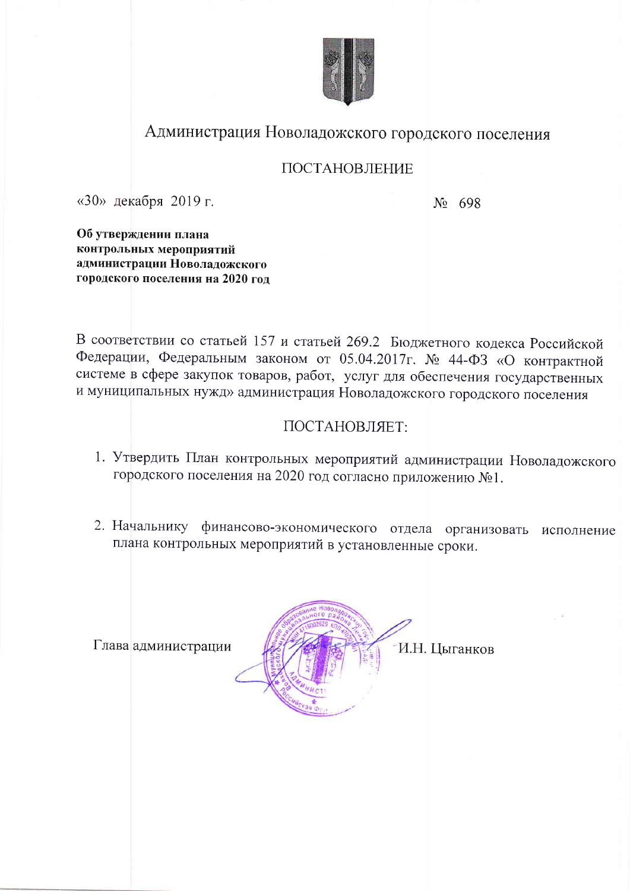# Администрация Новоладожского городского поселения

## ПОСТАНОВЛЕНИЕ

«30» декабря 2019 г. № 698

**Об утверждении плана контрольных мероприятий администрации Новоладожского городского поселения на 2020 год**

В соответствии со статьей 157 и статьей 269.2 Бюджетного кодекса Российской Федерации, Федеральным законом от 05.04.2017г. № 44-ФЗ «О контрактной системе в сфере закупок товаров, работ, услуг для обеспечения государственных и муниципальных нужд» администрация Новоладожского городского поселения

ПОСТАНОВЛЯЕТ:

1. Утвердить План контрольных мероприятий администрации Новоладожского городского поселения на 2020 год согласно приложению №1.

2. Начальнику финансово-экономического отдела организовать исполнение плана контрольных мероприятий в установленные сроки.

Глава администрации И.Н. Цыганков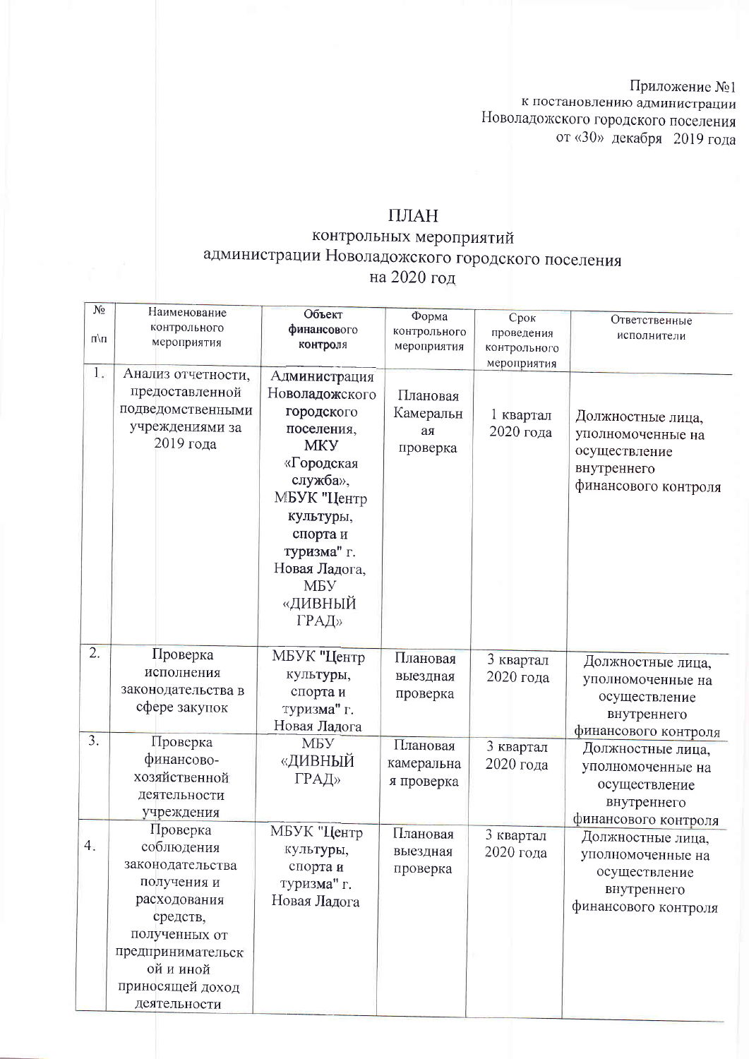Приложение №1
к постановлению администрации
Новоладожского городского поселения
от «30» декабря 2019 года

# ПЛАН
## контрольных мероприятий
## администрации Новоладожского городского поселения
## на 2020 год

| № п\п | Наименование контрольного мероприятия | Объект финансового контроля | Форма контрольного мероприятия | Срок проведения контрольного мероприятия | Ответственные исполнители |
|---|---|---|---|---|---|
| 1. | Анализ отчетности, предоставленной подведомственными учреждениями за 2019 года | Администрация Новоладожского городского поселения, МКУ «Городская служба», МБУК "Центр культуры, спорта и туризма" г. Новая Ладога, МБУ «ДИВНЫЙ ГРАД» | Плановая Камеральная проверка | 1 квартал 2020 года | Должностные лица, уполномоченные на осуществление внутреннего финансового контроля |
| 2. | Проверка исполнения законодательства в сфере закупок | МБУК "Центр культуры, спорта и туризма" г. Новая Ладога | Плановая выездная проверка | 3 квартал 2020 года | Должностные лица, уполномоченные на осуществление внутреннего финансового контроля |
| 3. | Проверка финансово-хозяйственной деятельности учреждения | МБУ «ДИВНЫЙ ГРАД» | Плановая камеральная проверка | 3 квартал 2020 года | Должностные лица, уполномоченные на осуществление внутреннего финансового контроля |
| 4. | Проверка соблюдения законодательства получения и расходования средств, полученных от предпринимательской и иной приносящей доход деятельности | МБУК "Центр культуры, спорта и туризма" г. Новая Ладога | Плановая выездная проверка | 3 квартал 2020 года | Должностные лица, уполномоченные на осуществление внутреннего финансового контроля |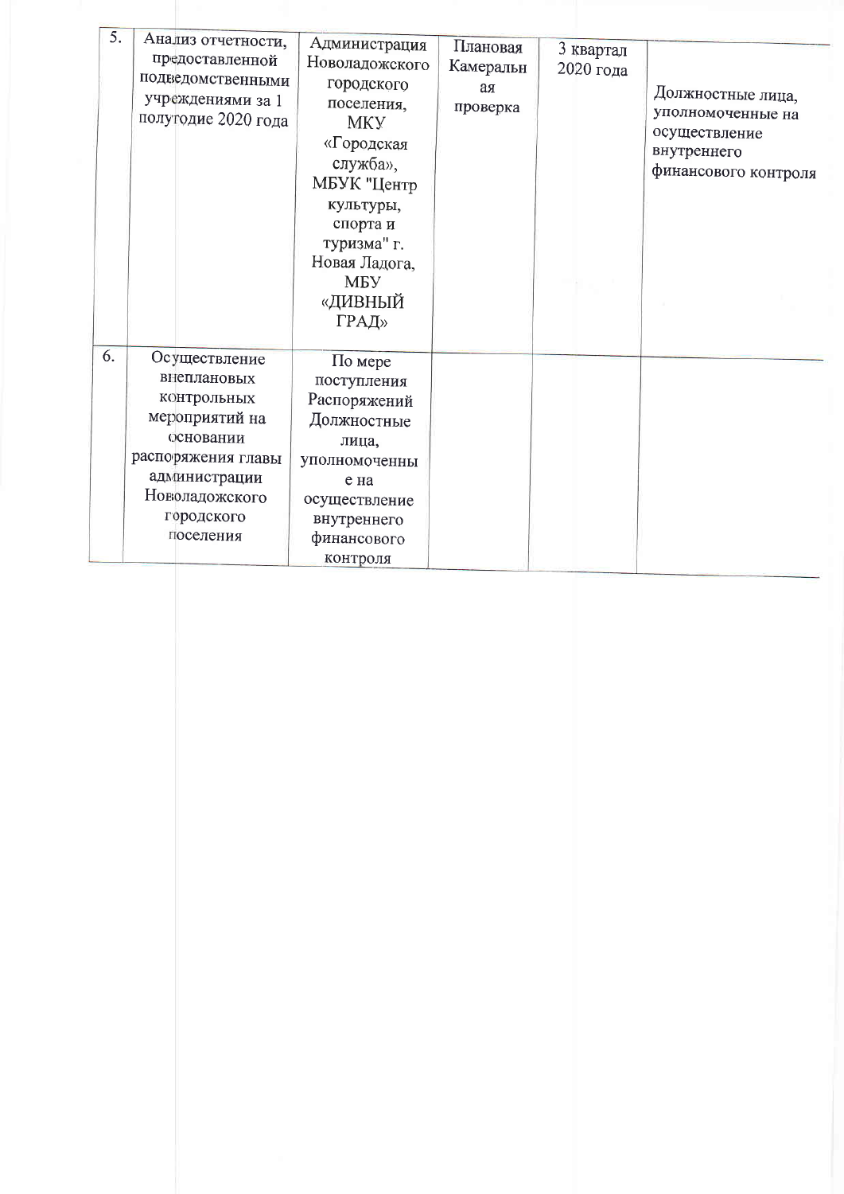| | | | | | |
|---|---|---|---|---|---|
| 5. | Анализ отчетности, предоставленной подведомственными учреждениями за 1 полугодие 2020 года | Администрация Новоладожского городского поселения, МКУ «Городская служба», МБУК "Центр культуры, спорта и туризма" г. Новая Ладога, МБУ «ДИВНЫЙ ГРАД» | Плановая Камеральная проверка | 3 квартал 2020 года | Должностные лица, уполномоченные на осуществление внутреннего финансового контроля |
| 6. | Осуществление внеплановых контрольных мероприятий на основании распоряжения главы администрации Новоладожского городского поселения | По мере поступления Распоряжений Должностные лица, уполномоченные на осуществление внутреннего финансового контроля | | | |